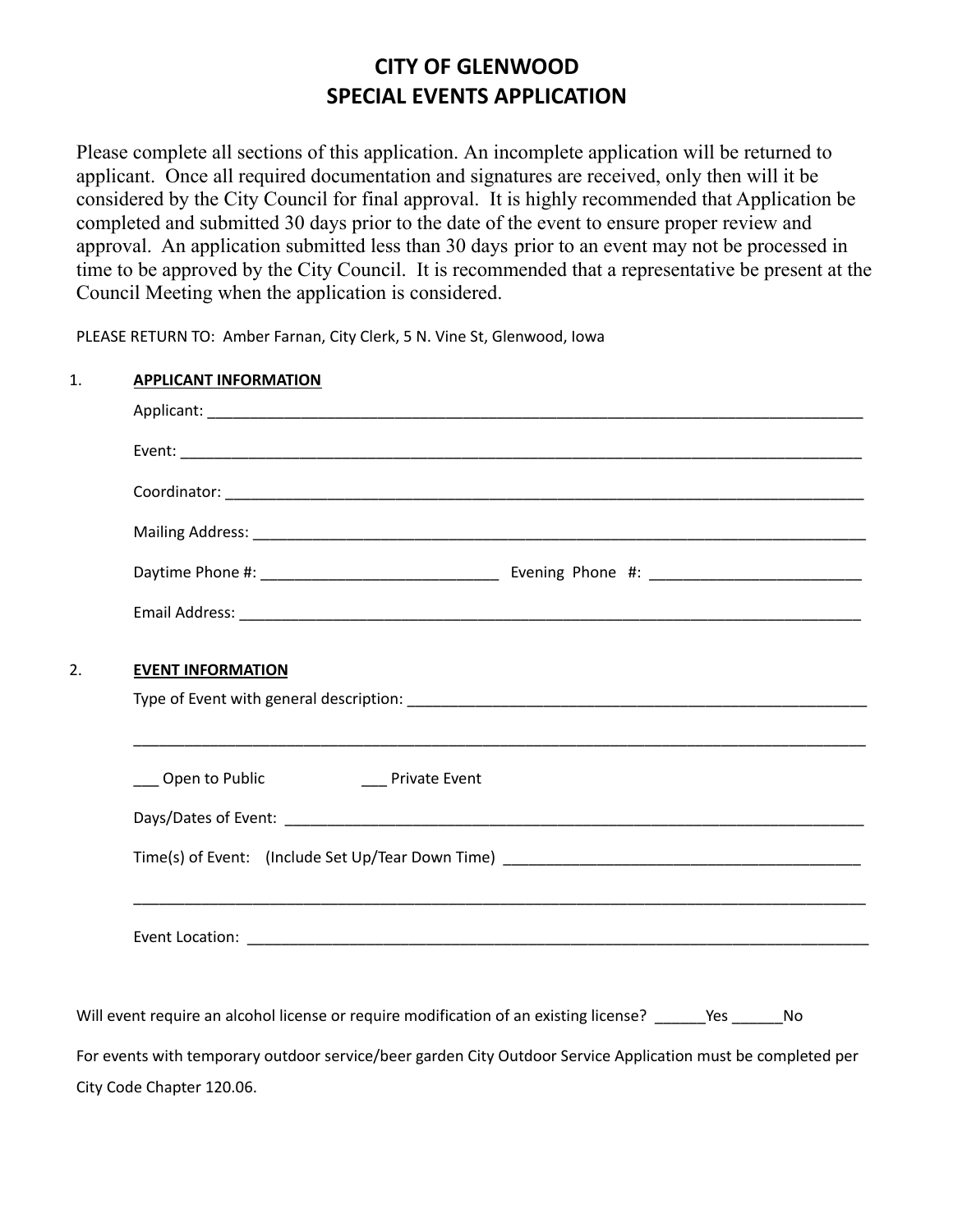# CITY OF GLENWOOD
# SPECIAL EVENTS APPLICATION

Please complete all sections of this application. An incomplete application will be returned to applicant. Once all required documentation and signatures are received, only then will it be considered by the City Council for final approval. It is highly recommended that Application be completed and submitted 30 days prior to the date of the event to ensure proper review and approval. An application submitted less than 30 days prior to an event may not be processed in time to be approved by the City Council. It is recommended that a representative be present at the Council Meeting when the application is considered.

PLEASE RETURN TO: Amber Farnan, City Clerk, 5 N. Vine St, Glenwood, Iowa

1. **APPLICANT INFORMATION**

Applicant: ________________________________________________________________________________

Event: ___________________________________________________________________________________

Coordinator: ______________________________________________________________________________

Mailing Address: ___________________________________________________________________________

Daytime Phone #: ____________________________ Evening Phone #: _________________________

Email Address: _____________________________________________________________________________

2. **EVENT INFORMATION**

Type of Event with general description: _________________________________________________________

_________________________________________________________________________________________

___ Open to Public ___ Private Event

Days/Dates of Event: _______________________________________________________________________

Time(s) of Event: (Include Set Up/Tear Down Time) __________________________________________

_________________________________________________________________________________________

Event Location: ____________________________________________________________________________

Will event require an alcohol license or require modification of an existing license? ______Yes ______No

For events with temporary outdoor service/beer garden City Outdoor Service Application must be completed per City Code Chapter 120.06.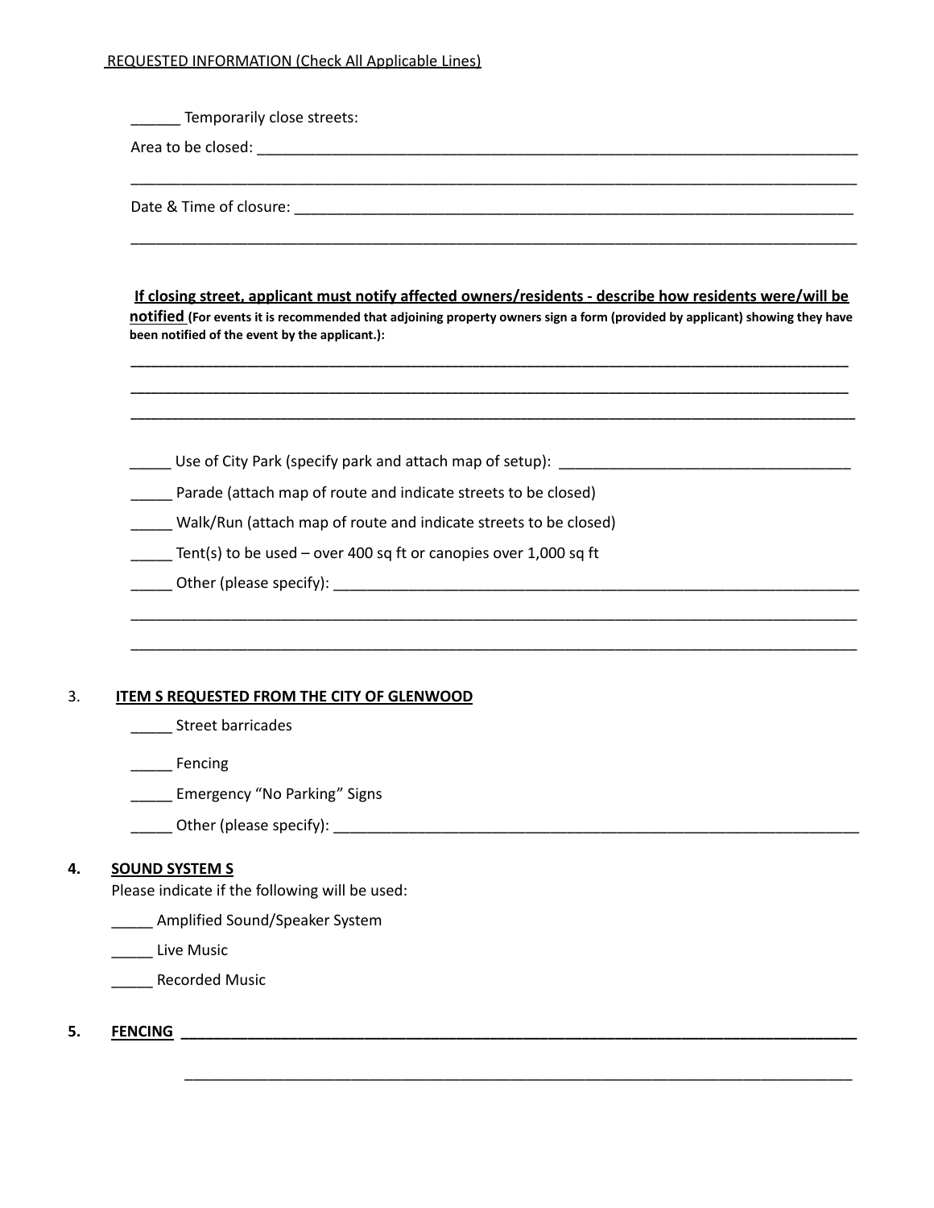REQUESTED INFORMATION (Check All Applicable Lines)

______ Temporarily close streets:

Area to be closed: ___________________________________________________________________________

_____________________________________________________________________________________________

Date & Time of closure: ______________________________________________________________________

_____________________________________________________________________________________________

**If closing street, applicant must notify affected owners/residents - describe how residents were/will be notified** **(For events it is recommended that adjoining property owners sign a form (provided by applicant) showing they have been notified of the event by the applicant.):**

_____________________________________________________________________________________________

_____________________________________________________________________________________________

_____________________________________________________________________________________________

_____ Use of City Park (specify park and attach map of setup): ___________________________________

_____ Parade (attach map of route and indicate streets to be closed)

_____ Walk/Run (attach map of route and indicate streets to be closed)

_____ Tent(s) to be used – over 400 sq ft or canopies over 1,000 sq ft

_____ Other (please specify): _____________________________________________________________

_____________________________________________________________________________________________

_____________________________________________________________________________________________

3. **ITEM S REQUESTED FROM THE CITY OF GLENWOOD**

_____ Street barricades

_____ Fencing

_____ Emergency "No Parking" Signs

_____ Other (please specify): _____________________________________________________________

4. **SOUND SYSTEM S**

Please indicate if the following will be used:

_____ Amplified Sound/Speaker System

_____ Live Music

_____ Recorded Music

5. **FENCING** ______________________________________________________________________________

_____________________________________________________________________________________________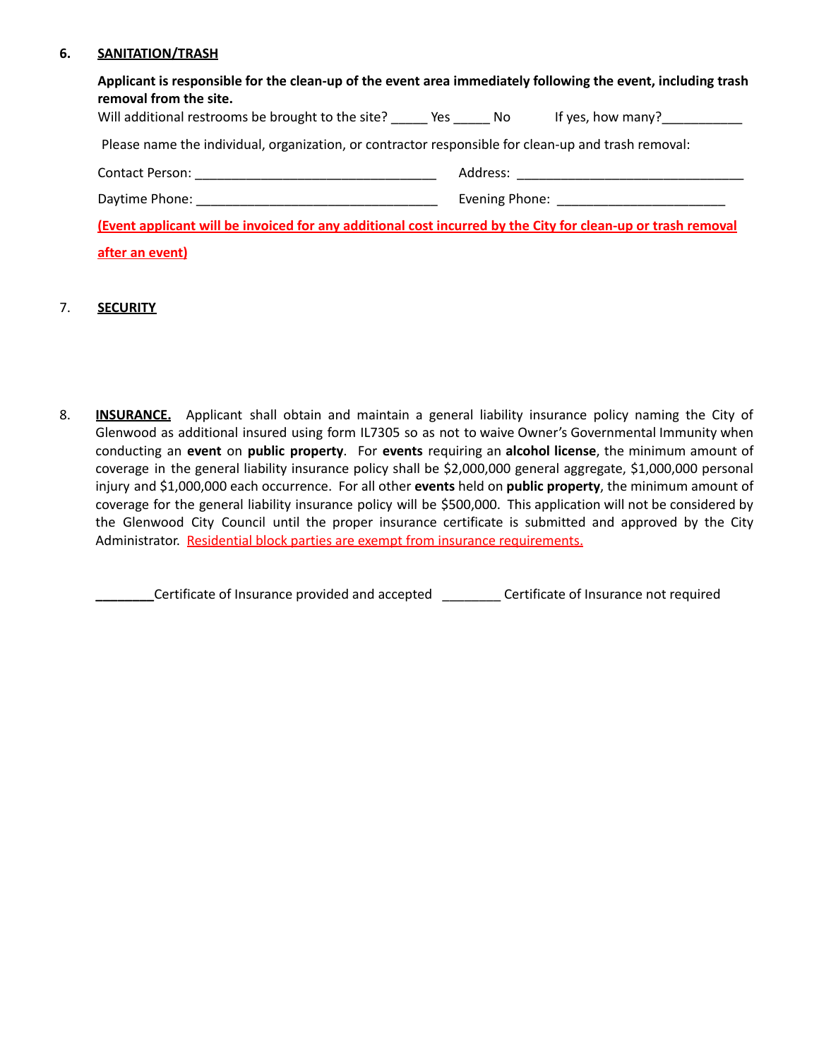6. **SANITATION/TRASH**

**Applicant is responsible for the clean-up of the event area immediately following the event, including trash removal from the site.**

Will additional restrooms be brought to the site? _____ Yes _____ No If yes, how many?___________

Please name the individual, organization, or contractor responsible for clean-up and trash removal:

Contact Person: __________________________________ Address: ________________________________

Daytime Phone: __________________________________ Evening Phone: ________________________

**(Event applicant will be invoiced for any additional cost incurred by the City for clean-up or trash removal after an event)**

7. **SECURITY**

8. **INSURANCE.** Applicant shall obtain and maintain a general liability insurance policy naming the City of Glenwood as additional insured using form IL7305 so as not to waive Owner's Governmental Immunity when conducting an **event** on **public property**. For **events** requiring an **alcohol license**, the minimum amount of coverage in the general liability insurance policy shall be $2,000,000 general aggregate, $1,000,000 personal injury and $1,000,000 each occurrence. For all other **events** held on **public property**, the minimum amount of coverage for the general liability insurance policy will be $500,000. This application will not be considered by the Glenwood City Council until the proper insurance certificate is submitted and approved by the City Administrator. Residential block parties are exempt from insurance requirements.

________Certificate of Insurance provided and accepted ________ Certificate of Insurance not required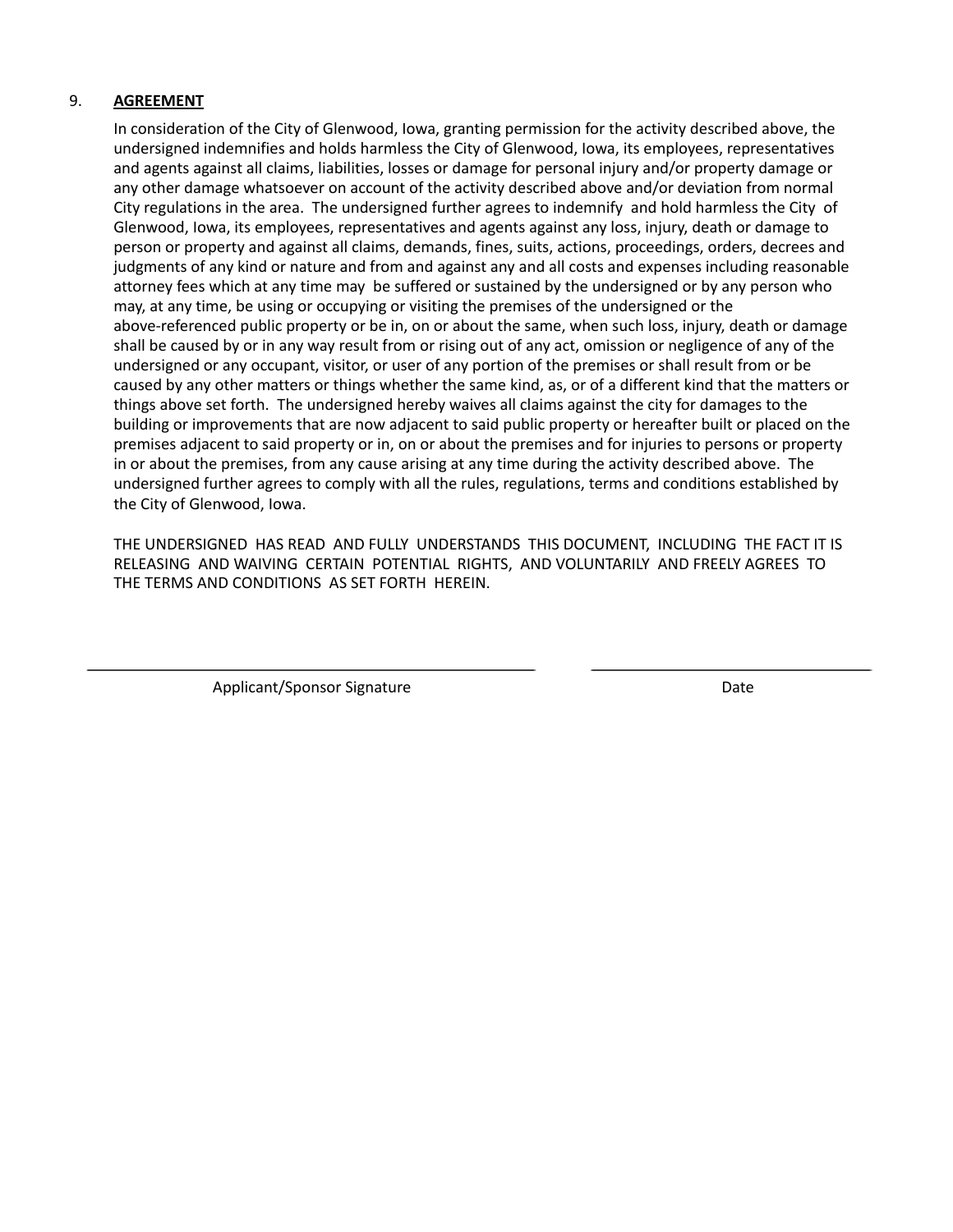9. **AGREEMENT**

In consideration of the City of Glenwood, Iowa, granting permission for the activity described above, the undersigned indemnifies and holds harmless the City of Glenwood, Iowa, its employees, representatives and agents against all claims, liabilities, losses or damage for personal injury and/or property damage or any other damage whatsoever on account of the activity described above and/or deviation from normal City regulations in the area. The undersigned further agrees to indemnify and hold harmless the City of Glenwood, Iowa, its employees, representatives and agents against any loss, injury, death or damage to person or property and against all claims, demands, fines, suits, actions, proceedings, orders, decrees and judgments of any kind or nature and from and against any and all costs and expenses including reasonable attorney fees which at any time may be suffered or sustained by the undersigned or by any person who may, at any time, be using or occupying or visiting the premises of the undersigned or the above-referenced public property or be in, on or about the same, when such loss, injury, death or damage shall be caused by or in any way result from or rising out of any act, omission or negligence of any of the undersigned or any occupant, visitor, or user of any portion of the premises or shall result from or be caused by any other matters or things whether the same kind, as, or of a different kind that the matters or things above set forth. The undersigned hereby waives all claims against the city for damages to the building or improvements that are now adjacent to said public property or hereafter built or placed on the premises adjacent to said property or in, on or about the premises and for injuries to persons or property in or about the premises, from any cause arising at any time during the activity described above. The undersigned further agrees to comply with all the rules, regulations, terms and conditions established by the City of Glenwood, Iowa.

THE UNDERSIGNED HAS READ AND FULLY UNDERSTANDS THIS DOCUMENT, INCLUDING THE FACT IT IS RELEASING AND WAIVING CERTAIN POTENTIAL RIGHTS, AND VOLUNTARILY AND FREELY AGREES TO THE TERMS AND CONDITIONS AS SET FORTH HEREIN.

\_\_\_\_\_\_\_\_\_\_\_\_\_\_\_\_\_\_\_\_\_\_\_\_\_\_\_\_\_\_\_\_\_\_\_\_\_\_\_\_ \_\_\_\_\_\_\_\_\_\_\_\_\_\_\_\_\_\_\_\_\_\_\_\_\_\_

Applicant/Sponsor Signature Date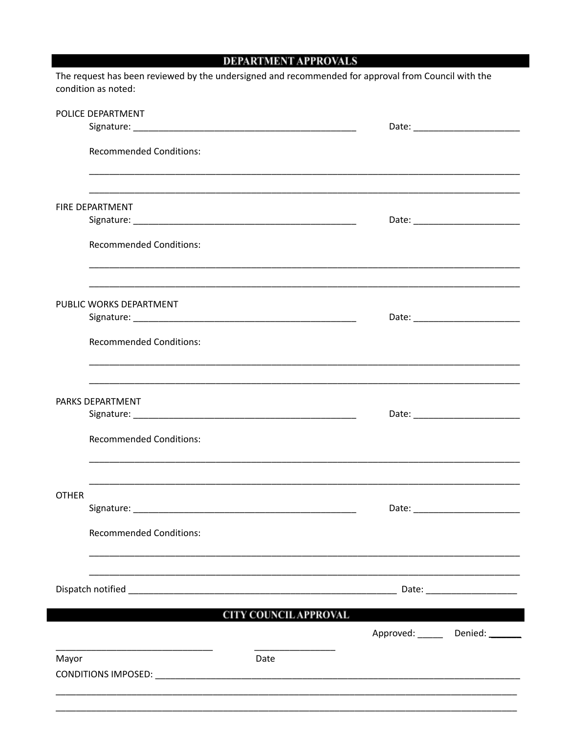## DEPARTMENT APPROVALS

The request has been reviewed by the undersigned and recommended for approval from Council with the condition as noted:

POLICE DEPARTMENT

Signature: ______________________________________________ Date: ______________________

Recommended Conditions:

__________________________________________________________________________________________

__________________________________________________________________________________________

FIRE DEPARTMENT

Signature: ______________________________________________ Date: ______________________

Recommended Conditions:

__________________________________________________________________________________________

__________________________________________________________________________________________

PUBLIC WORKS DEPARTMENT

Signature: ______________________________________________ Date: ______________________

Recommended Conditions:

__________________________________________________________________________________________

__________________________________________________________________________________________

PARKS DEPARTMENT

Signature: ______________________________________________ Date: ______________________

Recommended Conditions:

__________________________________________________________________________________________

__________________________________________________________________________________________

OTHER

Signature: ______________________________________________ Date: ______________________

Recommended Conditions:

__________________________________________________________________________________________

__________________________________________________________________________________________

Dispatch notified ________________________________________________________ Date: ___________________

## CITY COUNCIL APPROVAL

Approved: _____ Denied: _______

________________________________ ________________

Mayor Date

CONDITIONS IMPOSED: ____________________________________________________________________________

__________________________________________________________________________________________

__________________________________________________________________________________________